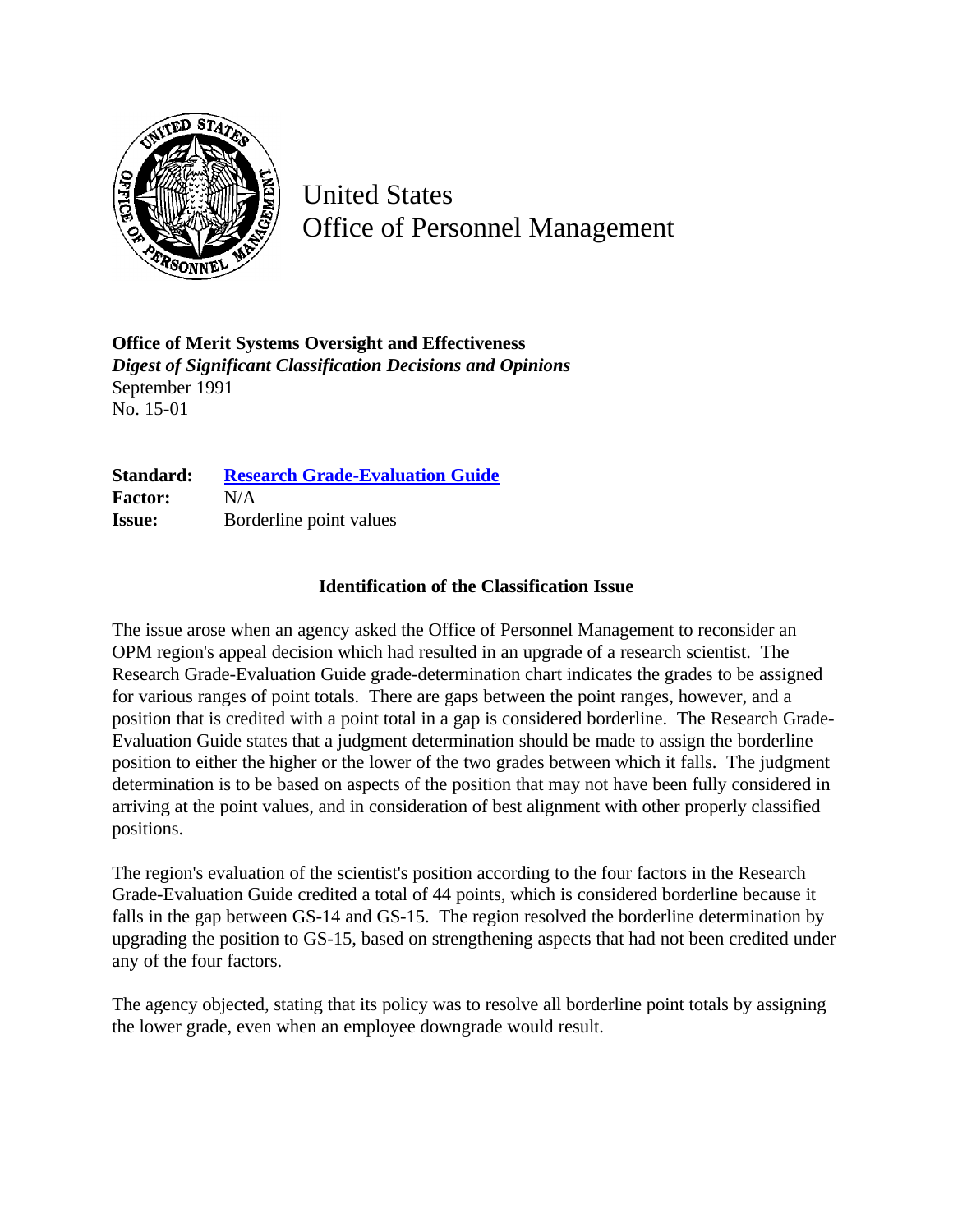# United States Office of Personnel Management

**Office of Merit Systems Oversight and Effectiveness**
*Digest of Significant Classification Decisions and Opinions*
September 1991
No. 15-01

**Standard:** Research Grade-Evaluation Guide
**Factor:** N/A
**Issue:** Borderline point values

## Identification of the Classification Issue

The issue arose when an agency asked the Office of Personnel Management to reconsider an OPM region's appeal decision which had resulted in an upgrade of a research scientist. The Research Grade-Evaluation Guide grade-determination chart indicates the grades to be assigned for various ranges of point totals. There are gaps between the point ranges, however, and a position that is credited with a point total in a gap is considered borderline. The Research Grade-Evaluation Guide states that a judgment determination should be made to assign the borderline position to either the higher or the lower of the two grades between which it falls. The judgment determination is to be based on aspects of the position that may not have been fully considered in arriving at the point values, and in consideration of best alignment with other properly classified positions.

The region's evaluation of the scientist's position according to the four factors in the Research Grade-Evaluation Guide credited a total of 44 points, which is considered borderline because it falls in the gap between GS-14 and GS-15. The region resolved the borderline determination by upgrading the position to GS-15, based on strengthening aspects that had not been credited under any of the four factors.

The agency objected, stating that its policy was to resolve all borderline point totals by assigning the lower grade, even when an employee downgrade would result.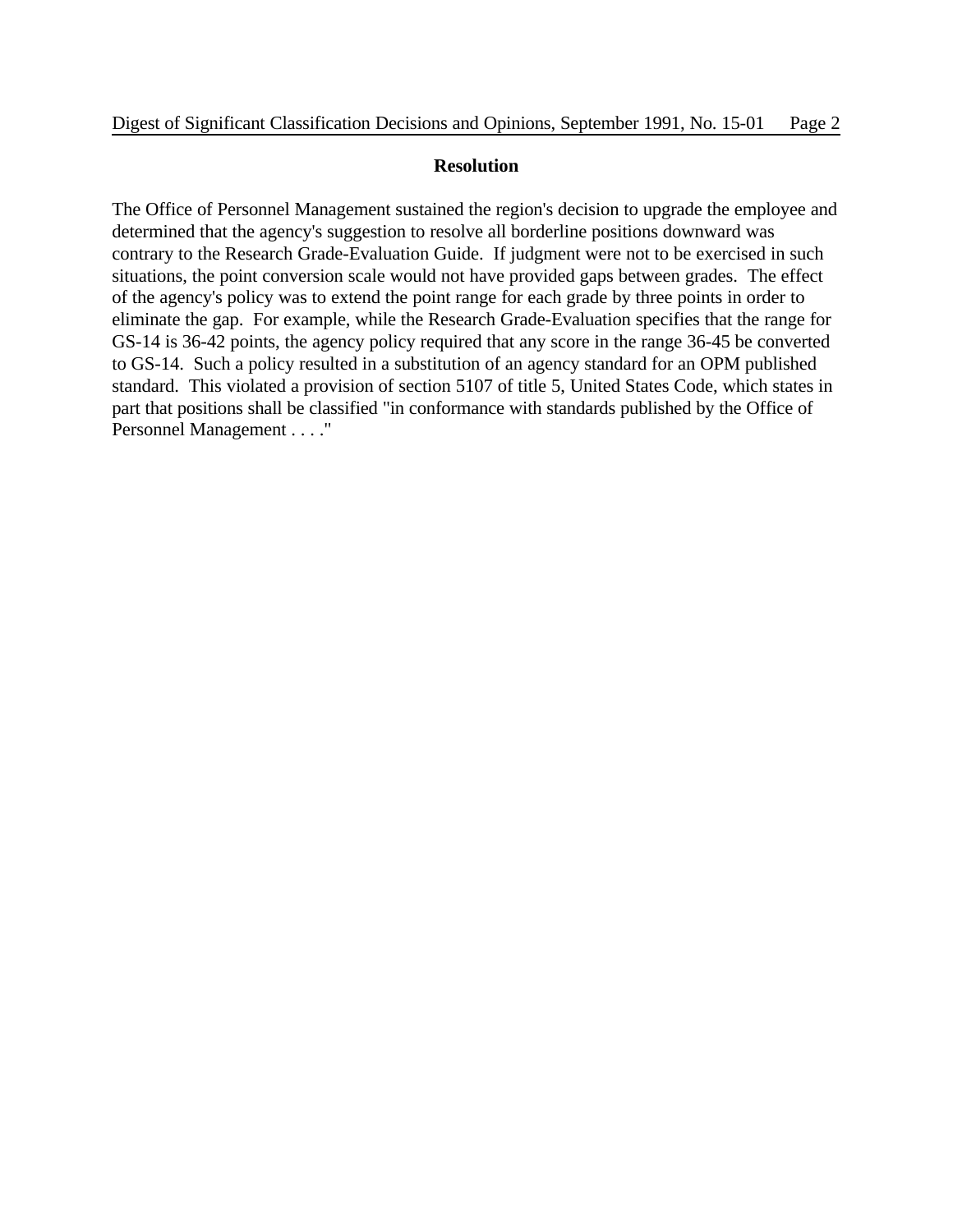## Resolution

The Office of Personnel Management sustained the region's decision to upgrade the employee and determined that the agency's suggestion to resolve all borderline positions downward was contrary to the Research Grade-Evaluation Guide. If judgment were not to be exercised in such situations, the point conversion scale would not have provided gaps between grades. The effect of the agency's policy was to extend the point range for each grade by three points in order to eliminate the gap. For example, while the Research Grade-Evaluation specifies that the range for GS-14 is 36-42 points, the agency policy required that any score in the range 36-45 be converted to GS-14. Such a policy resulted in a substitution of an agency standard for an OPM published standard. This violated a provision of section 5107 of title 5, United States Code, which states in part that positions shall be classified "in conformance with standards published by the Office of Personnel Management . . . ."